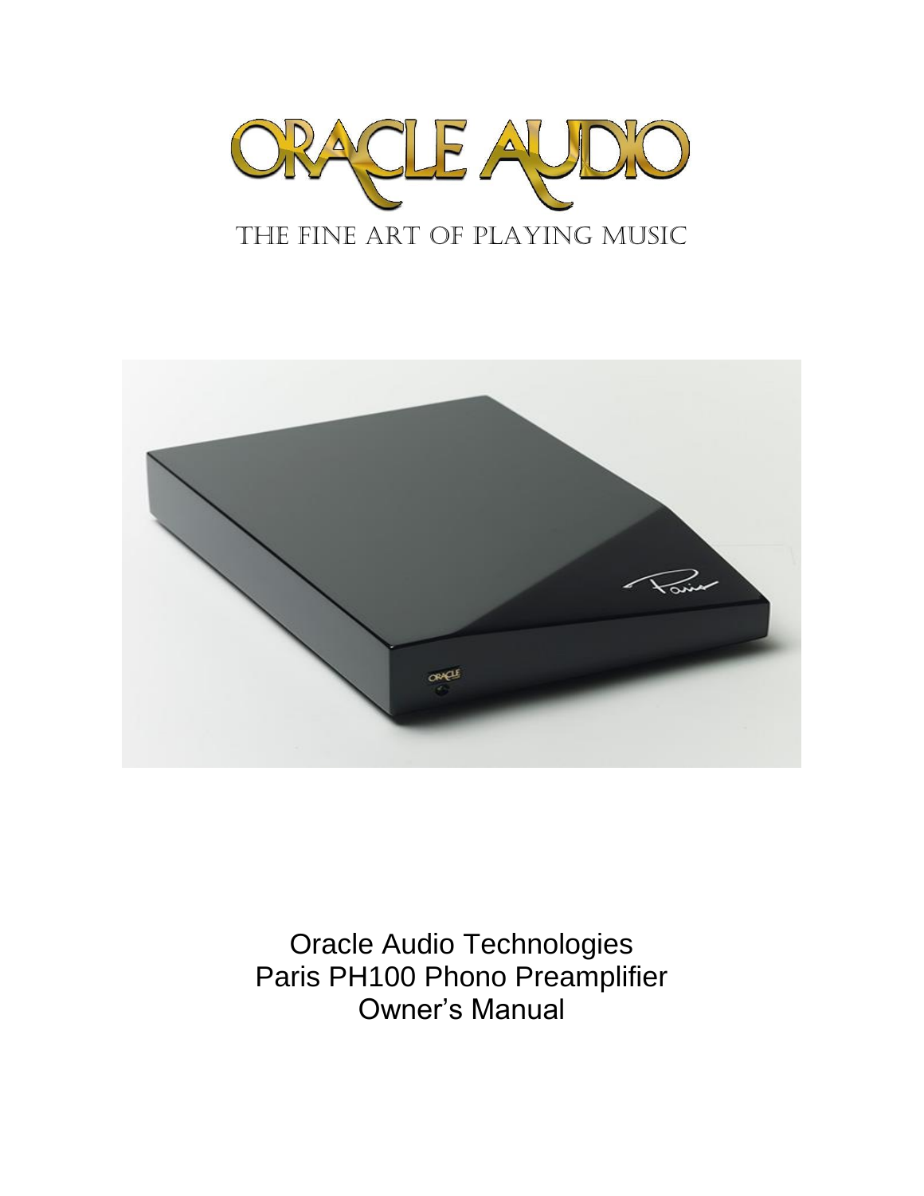# ORACLE AUDIO

THE FINE ART OF PLAYING MUSIC

Oracle Audio Technologies
Paris PH100 Phono Preamplifier
Owner's Manual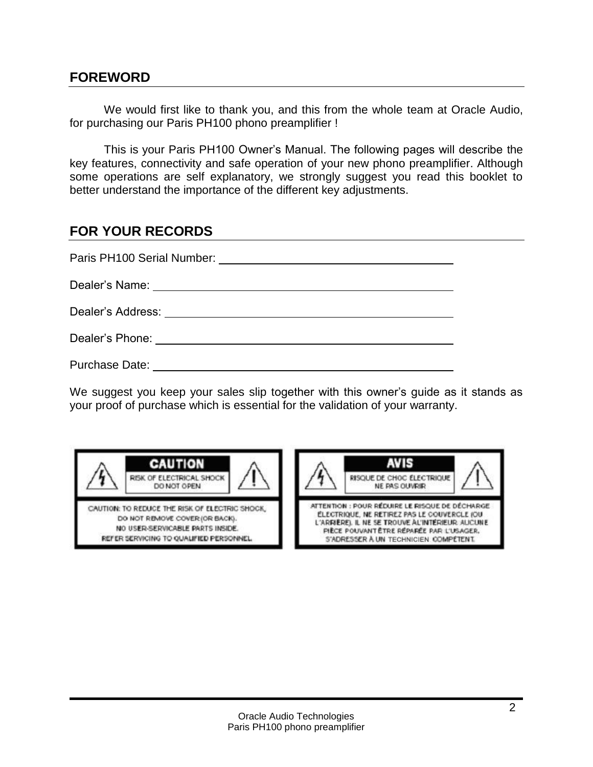## FOREWORD

We would first like to thank you, and this from the whole team at Oracle Audio, for purchasing our Paris PH100 phono preamplifier !

This is your Paris PH100 Owner's Manual. The following pages will describe the key features, connectivity and safe operation of your new phono preamplifier. Although some operations are self explanatory, we strongly suggest you read this booklet to better understand the importance of the different key adjustments.

## FOR YOUR RECORDS

Paris PH100 Serial Number: ____________________

Dealer's Name: ____________________

Dealer's Address: ____________________

Dealer's Phone: ____________________

Purchase Date: ____________________

We suggest you keep your sales slip together with this owner's guide as it stands as your proof of purchase which is essential for the validation of your warranty.

**CAUTION**

RISK OF ELECTRICAL SHOCK
DO NOT OPEN

CAUTION: TO REDUCE THE RISK OF ELECTRIC SHOCK, DO NOT REMOVE COVER (OR BACK). NO USER-SERVICABLE PARTS INSIDE. REFER SERVICING TO QUALIFIED PERSONNEL.

**AVIS**

RISQUE DE CHOC ÉLECTRIQUE
NE PAS OUVRIR

ATTENTION : POUR RÉDUIRE LE RISQUE DE DÉCHARGE ÉLECTRIQUE, NE RETIREZ PAS LE COUVERCLE (OU L'ARRIÈRE). IL NE SE TROUVE À L'INTÉRIEUR AUCUNE PIÈCE POUVANT ÊTRE RÉPARÉE PAR L'USAGER. S'ADRESSER À UN TECHNICIEN COMPÉTENT.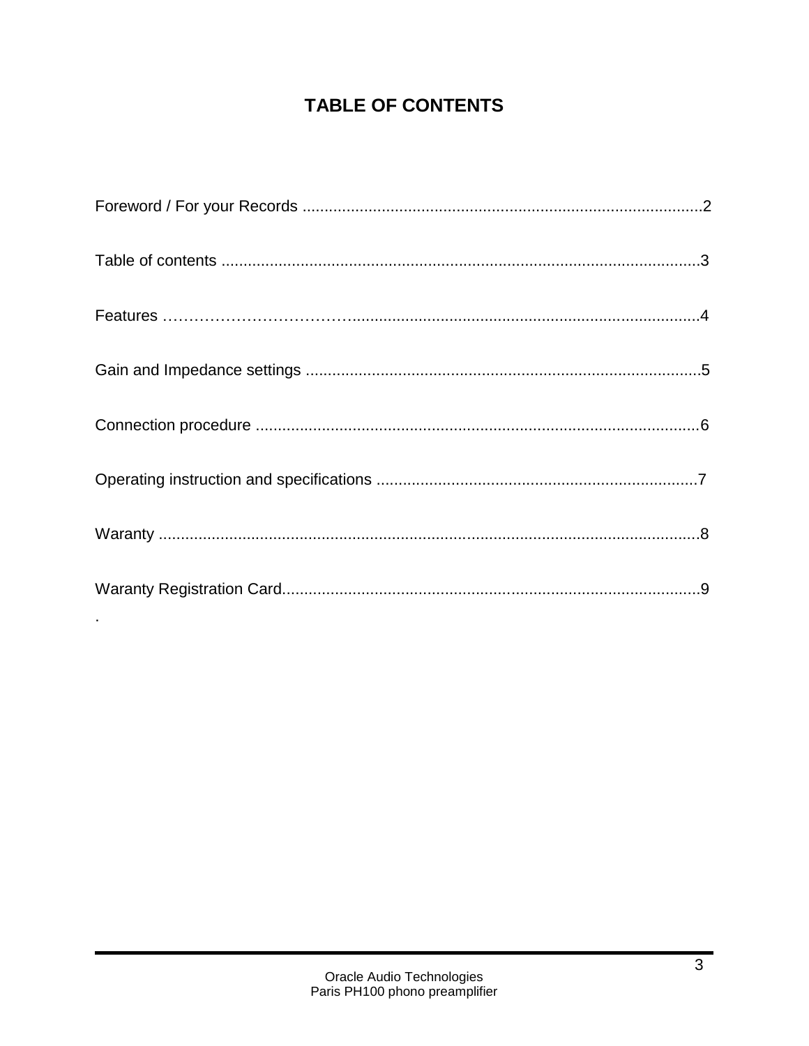# TABLE OF CONTENTS

Foreword / For your Records ..........................................................................................2

Table of contents ............................................................................................................3

Features ……………………………….............................................................................4

Gain and Impedance settings .........................................................................................5

Connection procedure ....................................................................................................6

Operating instruction and specifications ........................................................................7

Waranty ..........................................................................................................................8

Waranty Registration Card..............................................................................................9

.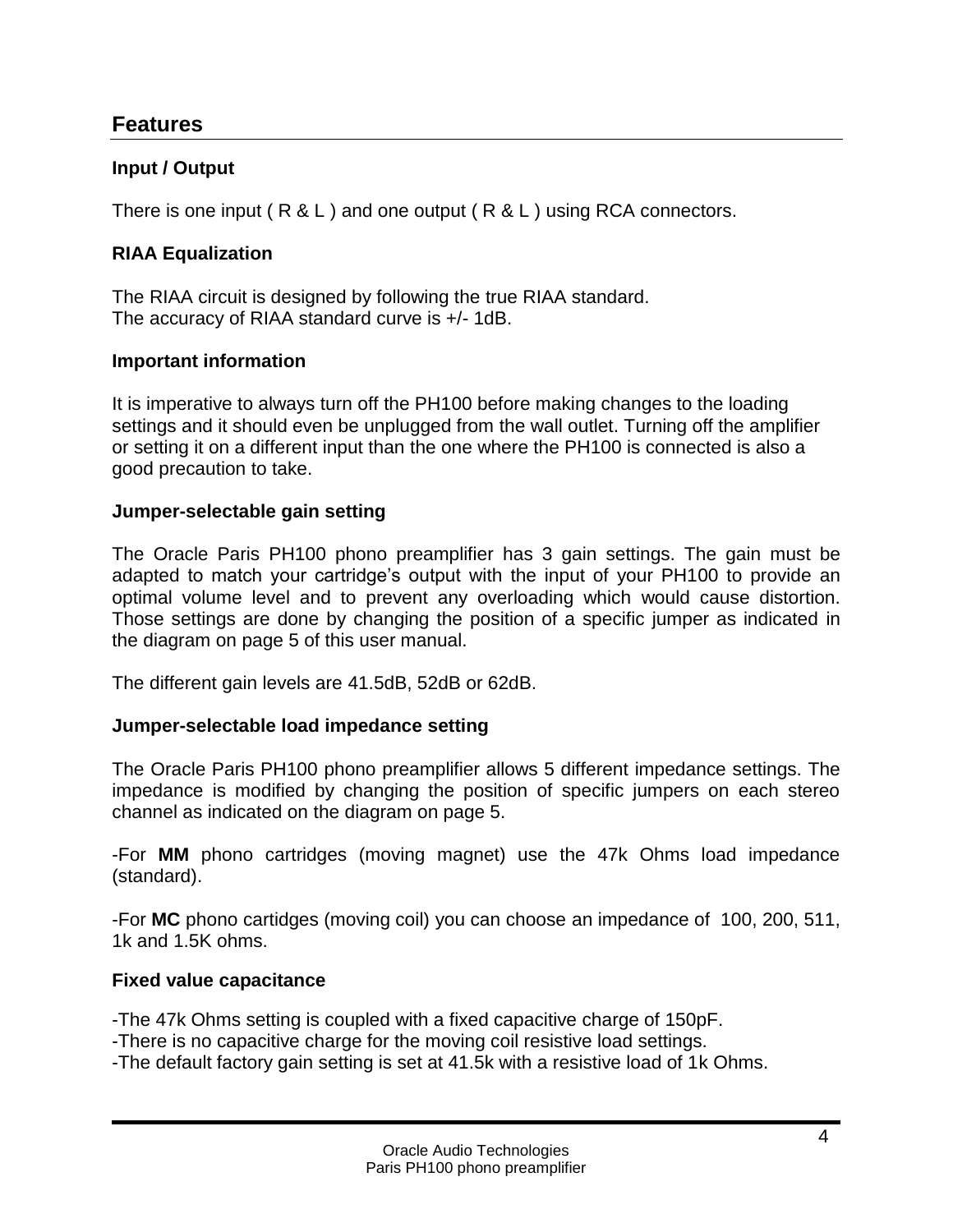## Features

### Input / Output

There is one input ( R & L ) and one output ( R & L ) using RCA connectors.

### RIAA Equalization

The RIAA circuit is designed by following the true RIAA standard.
The accuracy of RIAA standard curve is +/- 1dB.

### Important information

It is imperative to always turn off the PH100 before making changes to the loading settings and it should even be unplugged from the wall outlet. Turning off the amplifier or setting it on a different input than the one where the PH100 is connected is also a good precaution to take.

### Jumper-selectable gain setting

The Oracle Paris PH100 phono preamplifier has 3 gain settings. The gain must be adapted to match your cartridge's output with the input of your PH100 to provide an optimal volume level and to prevent any overloading which would cause distortion. Those settings are done by changing the position of a specific jumper as indicated in the diagram on page 5 of this user manual.

The different gain levels are 41.5dB, 52dB or 62dB.

### Jumper-selectable load impedance setting

The Oracle Paris PH100 phono preamplifier allows 5 different impedance settings. The impedance is modified by changing the position of specific jumpers on each stereo channel as indicated on the diagram on page 5.

-For **MM** phono cartridges (moving magnet) use the 47k Ohms load impedance (standard).

-For **MC** phono cartidges (moving coil) you can choose an impedance of 100, 200, 511, 1k and 1.5K ohms.

### Fixed value capacitance

-The 47k Ohms setting is coupled with a fixed capacitive charge of 150pF.
-There is no capacitive charge for the moving coil resistive load settings.
-The default factory gain setting is set at 41.5k with a resistive load of 1k Ohms.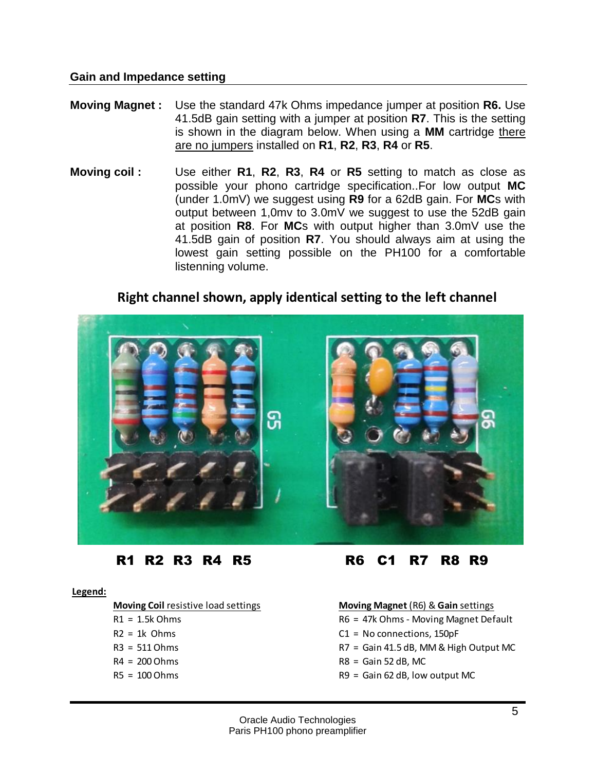## Gain and Impedance setting

**Moving Magnet :** Use the standard 47k Ohms impedance jumper at position **R6.** Use 41.5dB gain setting with a jumper at position **R7**. This is the setting is shown in the diagram below. When using a **MM** cartridge there are no jumpers installed on **R1**, **R2**, **R3**, **R4** or **R5**.

**Moving coil :** Use either **R1**, **R2**, **R3**, **R4** or **R5** setting to match as close as possible your phono cartridge specification..For low output **MC** (under 1.0mV) we suggest using **R9** for a 62dB gain. For **MC**s with output between 1,0mv to 3.0mV we suggest to use the 52dB gain at position **R8**. For **MC**s with output higher than 3.0mV use the 41.5dB gain of position **R7**. You should always aim at using the lowest gain setting possible on the PH100 for a comfortable listenning volume.

**Right channel shown, apply identical setting to the left channel**

**R1 R2 R3 R4 R5** **R6 C1 R7 R8 R9**

**Legend:**

**Moving Coil** resistive load settings

- R1 = 1.5k Ohms
- R2 = 1k Ohms
- R3 = 511 Ohms
- R4 = 200 Ohms
- R5 = 100 Ohms

**Moving Magnet** (R6) & **Gain** settings

- R6 = 47k Ohms - Moving Magnet Default
- C1 = No connections, 150pF
- R7 = Gain 41.5 dB, MM & High Output MC
- R8 = Gain 52 dB, MC
- R9 = Gain 62 dB, low output MC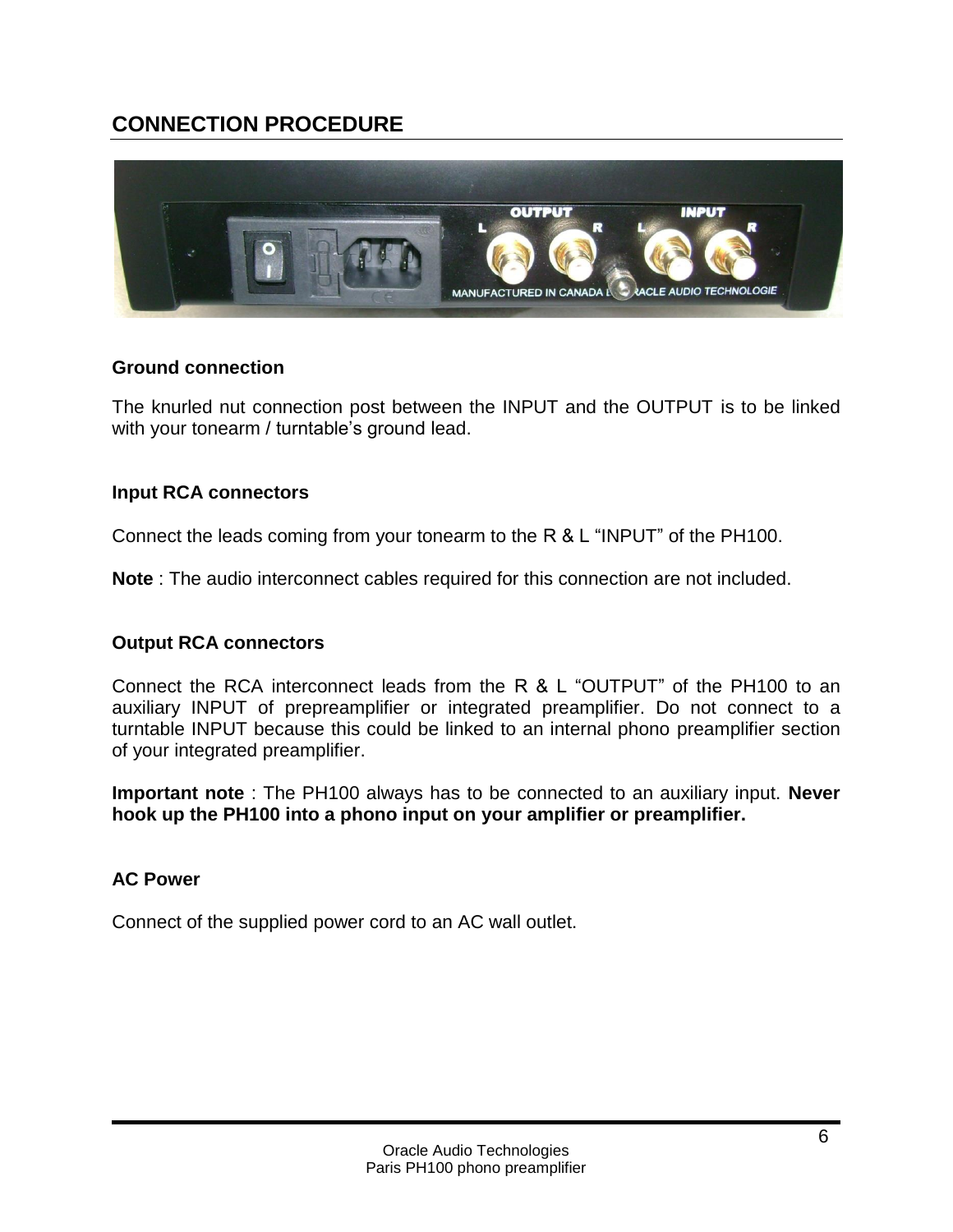## CONNECTION PROCEDURE

### Ground connection

The knurled nut connection post between the INPUT and the OUTPUT is to be linked with your tonearm / turntable's ground lead.

### Input RCA connectors

Connect the leads coming from your tonearm to the R & L "INPUT" of the PH100.

**Note** : The audio interconnect cables required for this connection are not included.

### Output RCA connectors

Connect the RCA interconnect leads from the R & L "OUTPUT" of the PH100 to an auxiliary INPUT of prepreamplifier or integrated preamplifier. Do not connect to a turntable INPUT because this could be linked to an internal phono preamplifier section of your integrated preamplifier.

**Important note** : The PH100 always has to be connected to an auxiliary input. **Never hook up the PH100 into a phono input on your amplifier or preamplifier.**

### AC Power

Connect of the supplied power cord to an AC wall outlet.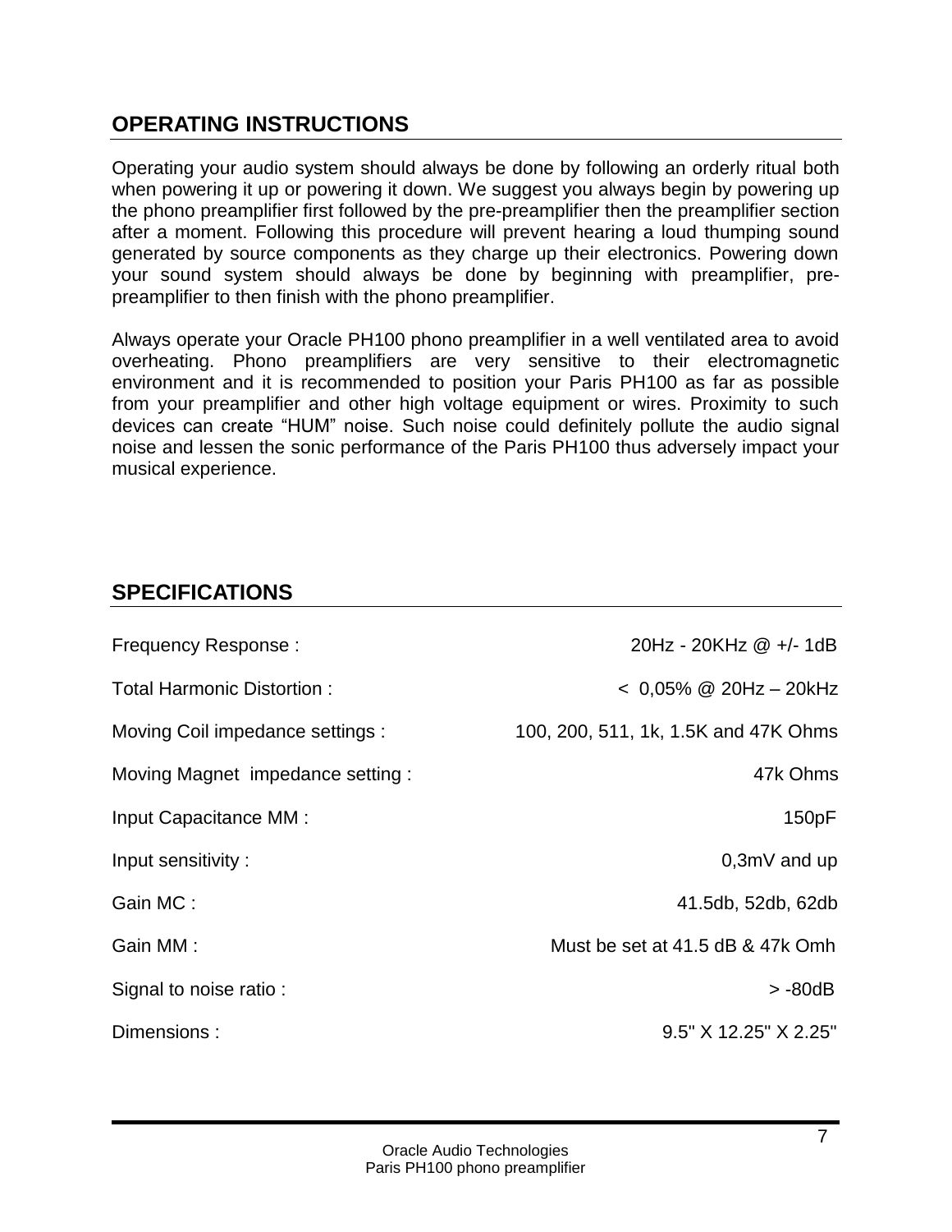## OPERATING INSTRUCTIONS

Operating your audio system should always be done by following an orderly ritual both when powering it up or powering it down. We suggest you always begin by powering up the phono preamplifier first followed by the pre-preamplifier then the preamplifier section after a moment. Following this procedure will prevent hearing a loud thumping sound generated by source components as they charge up their electronics. Powering down your sound system should always be done by beginning with preamplifier, pre-preamplifier to then finish with the phono preamplifier.

Always operate your Oracle PH100 phono preamplifier in a well ventilated area to avoid overheating. Phono preamplifiers are very sensitive to their electromagnetic environment and it is recommended to position your Paris PH100 as far as possible from your preamplifier and other high voltage equipment or wires. Proximity to such devices can create “HUM” noise. Such noise could definitely pollute the audio signal noise and lessen the sonic performance of the Paris PH100 thus adversely impact your musical experience.

## SPECIFICATIONS

| | |
|---|---|
| Frequency Response : | 20Hz - 20KHz @ +/- 1dB |
| Total Harmonic Distortion : | < 0,05% @ 20Hz – 20kHz |
| Moving Coil impedance settings : | 100, 200, 511, 1k, 1.5K and 47K Ohms |
| Moving Magnet impedance setting : | 47k Ohms |
| Input Capacitance MM : | 150pF |
| Input sensitivity : | 0,3mV and up |
| Gain MC : | 41.5db, 52db, 62db |
| Gain MM : | Must be set at 41.5 dB & 47k Omh |
| Signal to noise ratio : | > -80dB |
| Dimensions : | 9.5" X 12.25" X 2.25" |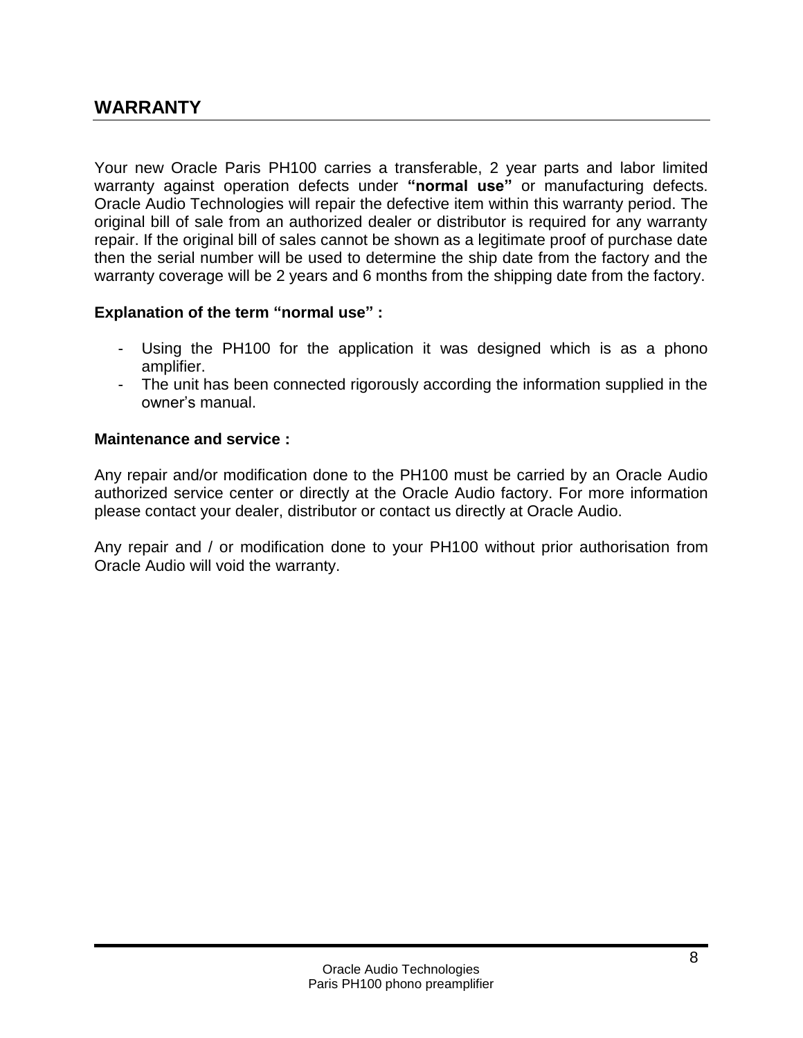# WARRANTY

Your new Oracle Paris PH100 carries a transferable, 2 year parts and labor limited warranty against operation defects under **"normal use"** or manufacturing defects. Oracle Audio Technologies will repair the defective item within this warranty period. The original bill of sale from an authorized dealer or distributor is required for any warranty repair. If the original bill of sales cannot be shown as a legitimate proof of purchase date then the serial number will be used to determine the ship date from the factory and the warranty coverage will be 2 years and 6 months from the shipping date from the factory.

**Explanation of the term "normal use" :**

- Using the PH100 for the application it was designed which is as a phono amplifier.
- The unit has been connected rigorously according the information supplied in the owner's manual.

**Maintenance and service :**

Any repair and/or modification done to the PH100 must be carried by an Oracle Audio authorized service center or directly at the Oracle Audio factory. For more information please contact your dealer, distributor or contact us directly at Oracle Audio.

Any repair and / or modification done to your PH100 without prior authorisation from Oracle Audio will void the warranty.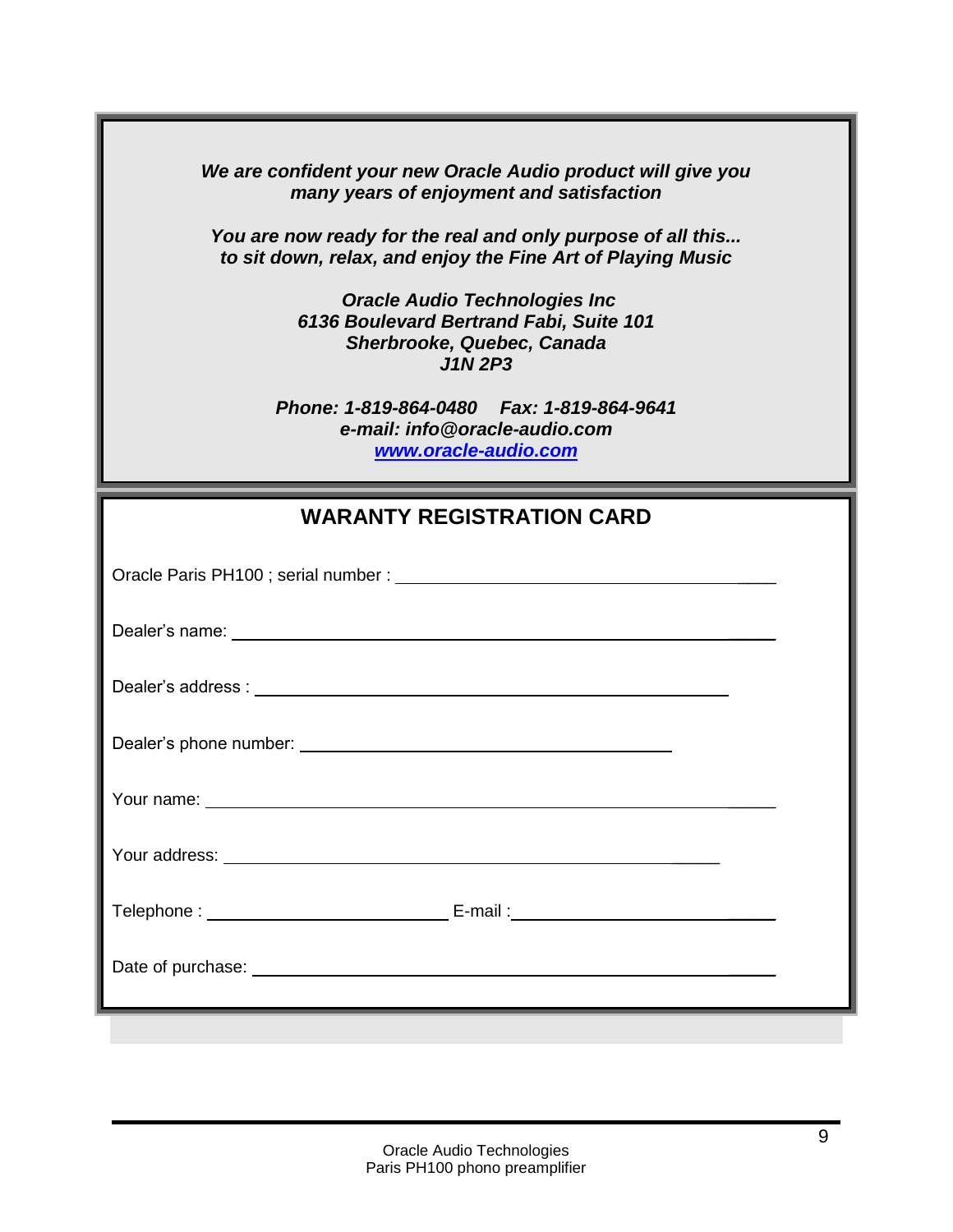***We are confident your new Oracle Audio product will give you many years of enjoyment and satisfaction***

***You are now ready for the real and only purpose of all this... to sit down, relax, and enjoy the Fine Art of Playing Music***

***Oracle Audio Technologies Inc***
***6136 Boulevard Bertrand Fabi, Suite 101***
***Sherbrooke, Quebec, Canada***
***J1N 2P3***

***Phone: 1-819-864-0480 Fax: 1-819-864-9641***
***e-mail: info@oracle-audio.com***
***www.oracle-audio.com***

## WARANTY REGISTRATION CARD

Oracle Paris PH100 ; serial number : ______________________________

Dealer's name: ______________________________

Dealer's address : ______________________________

Dealer's phone number: ______________________________

Your name: ______________________________

Your address: ______________________________

Telephone : ____________________ E-mail :____________________

Date of purchase: ______________________________